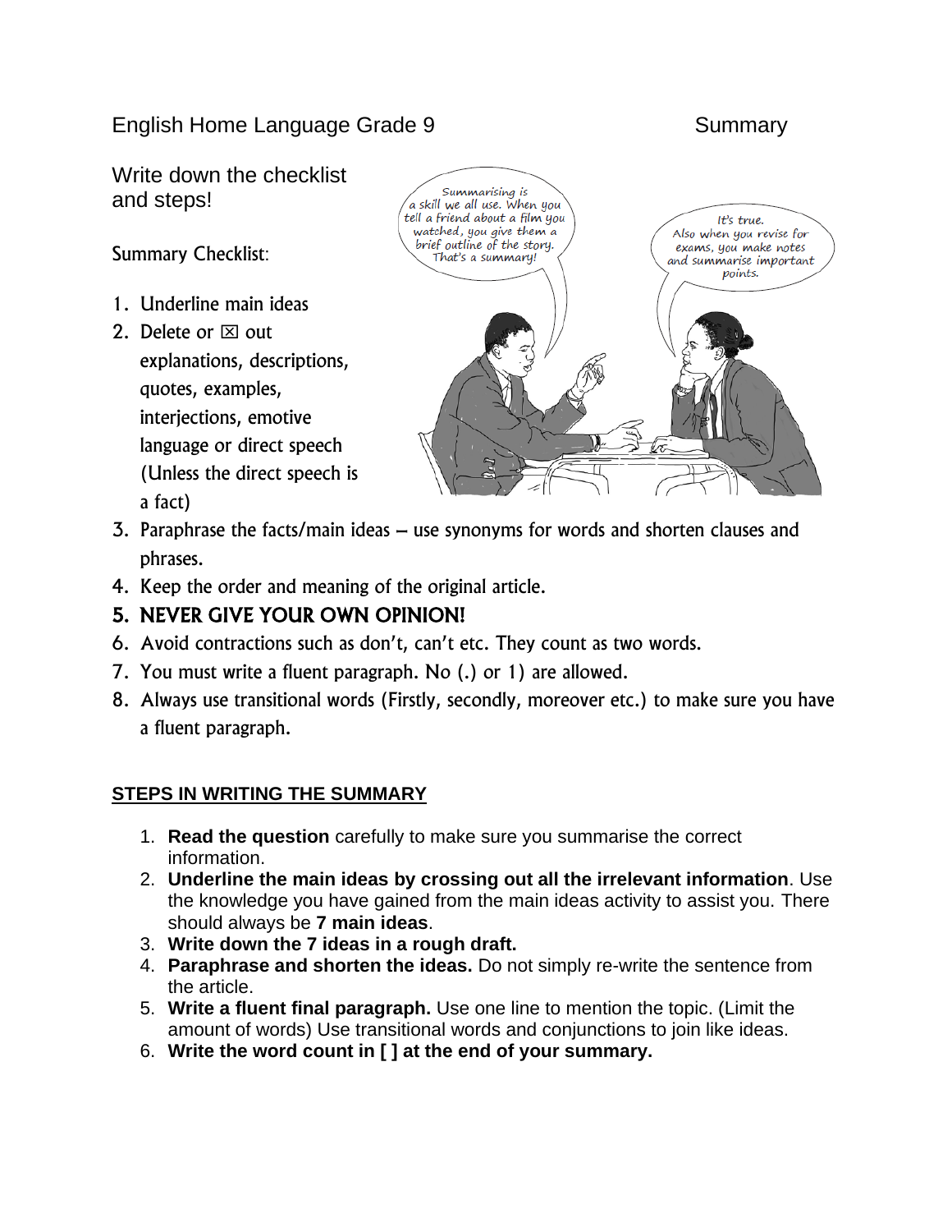English Home Language Grade 9 Summary

Write down the checklist and steps!

Summary Checklist:

1. Underline main ideas
2. Delete or ☒ out explanations, descriptions, quotes, examples, interjections, emotive language or direct speech (Unless the direct speech is a fact)
3. Paraphrase the facts/main ideas – use synonyms for words and shorten clauses and phrases.
4. Keep the order and meaning of the original article.
5. **NEVER GIVE YOUR OWN OPINION!**
6. Avoid contractions such as don't, can't etc. They count as two words.
7. You must write a fluent paragraph. No (.) or 1) are allowed.
8. Always use transitional words (Firstly, secondly, moreover etc.) to make sure you have a fluent paragraph.

## STEPS IN WRITING THE SUMMARY

1. **Read the question** carefully to make sure you summarise the correct information.
2. **Underline the main ideas by crossing out all the irrelevant information**. Use the knowledge you have gained from the main ideas activity to assist you. There should always be **7 main ideas**.
3. **Write down the 7 ideas in a rough draft.**
4. **Paraphrase and shorten the ideas.** Do not simply re-write the sentence from the article.
5. **Write a fluent final paragraph.** Use one line to mention the topic. (Limit the amount of words) Use transitional words and conjunctions to join like ideas.
6. **Write the word count in [ ] at the end of your summary.**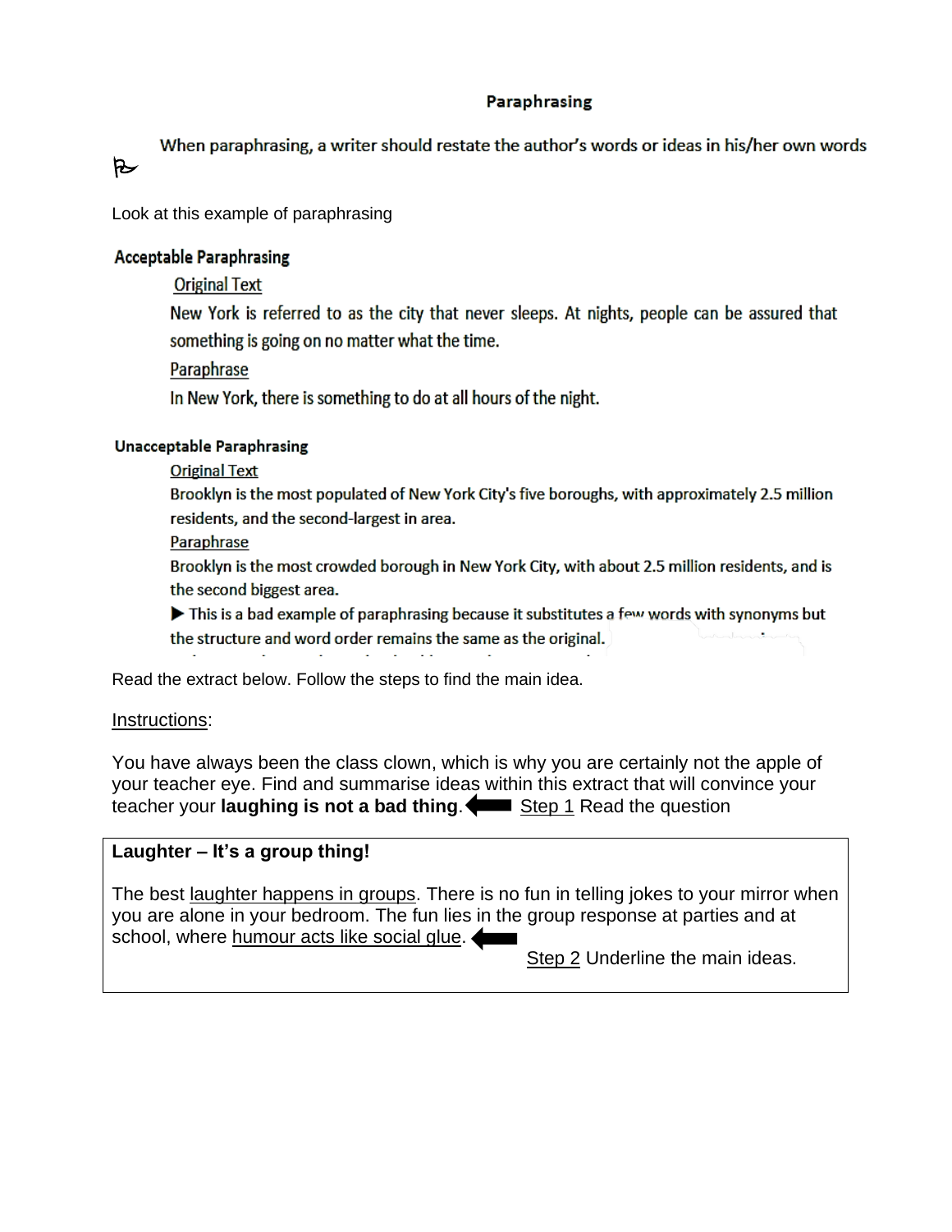# Paraphrasing

When paraphrasing, a writer should restate the author's words or ideas in his/her own words

Look at this example of paraphrasing

**Acceptable Paraphrasing**

Original Text

New York is referred to as the city that never sleeps. At nights, people can be assured that something is going on no matter what the time.

Paraphrase

In New York, there is something to do at all hours of the night.

**Unacceptable Paraphrasing**

Original Text

Brooklyn is the most populated of New York City's five boroughs, with approximately 2.5 million residents, and the second-largest in area.

Paraphrase

Brooklyn is the most crowded borough in New York City, with about 2.5 million residents, and is the second biggest area.

▶ This is a bad example of paraphrasing because it substitutes a few words with synonyms but the structure and word order remains the same as the original.

Read the extract below. Follow the steps to find the main idea.

Instructions:

You have always been the class clown, which is why you are certainly not the apple of your teacher eye. Find and summarise ideas within this extract that will convince your teacher your **laughing is not a bad thing**. ⬅ Step 1 Read the question

**Laughter – It's a group thing!**

The best laughter happens in groups. There is no fun in telling jokes to your mirror when you are alone in your bedroom. The fun lies in the group response at parties and at school, where humour acts like social glue. ⬅

Step 2 Underline the main ideas.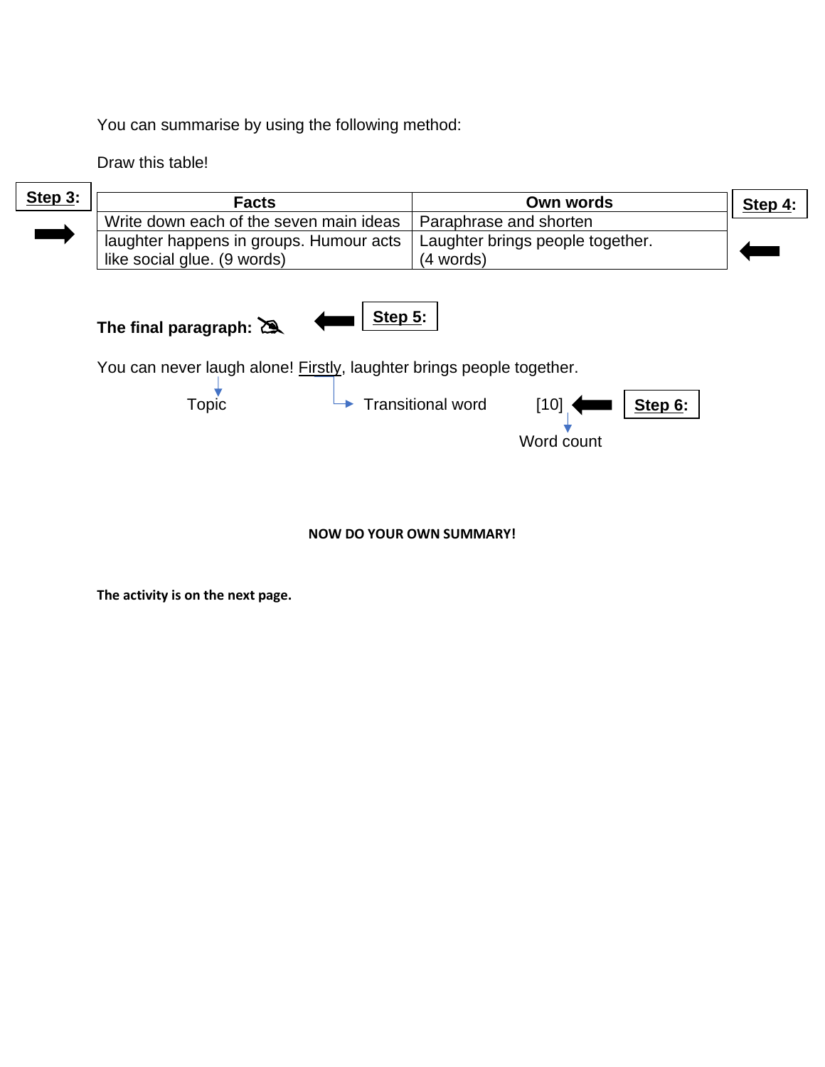You can summarise by using the following method:

Draw this table!

**Step 3:**

| Facts | Own words |
|---|---|
| Write down each of the seven main ideas | Paraphrase and shorten |
| laughter happens in groups. Humour acts like social glue. (9 words) | Laughter brings people together. (4 words) |

**Step 4:**

**The final paragraph:**

**Step 5:**

You can never laugh alone! Firstly, laughter brings people together.

Topic — Transitional word — [10] **Step 6:** Word count

**NOW DO YOUR OWN SUMMARY!**

**The activity is on the next page.**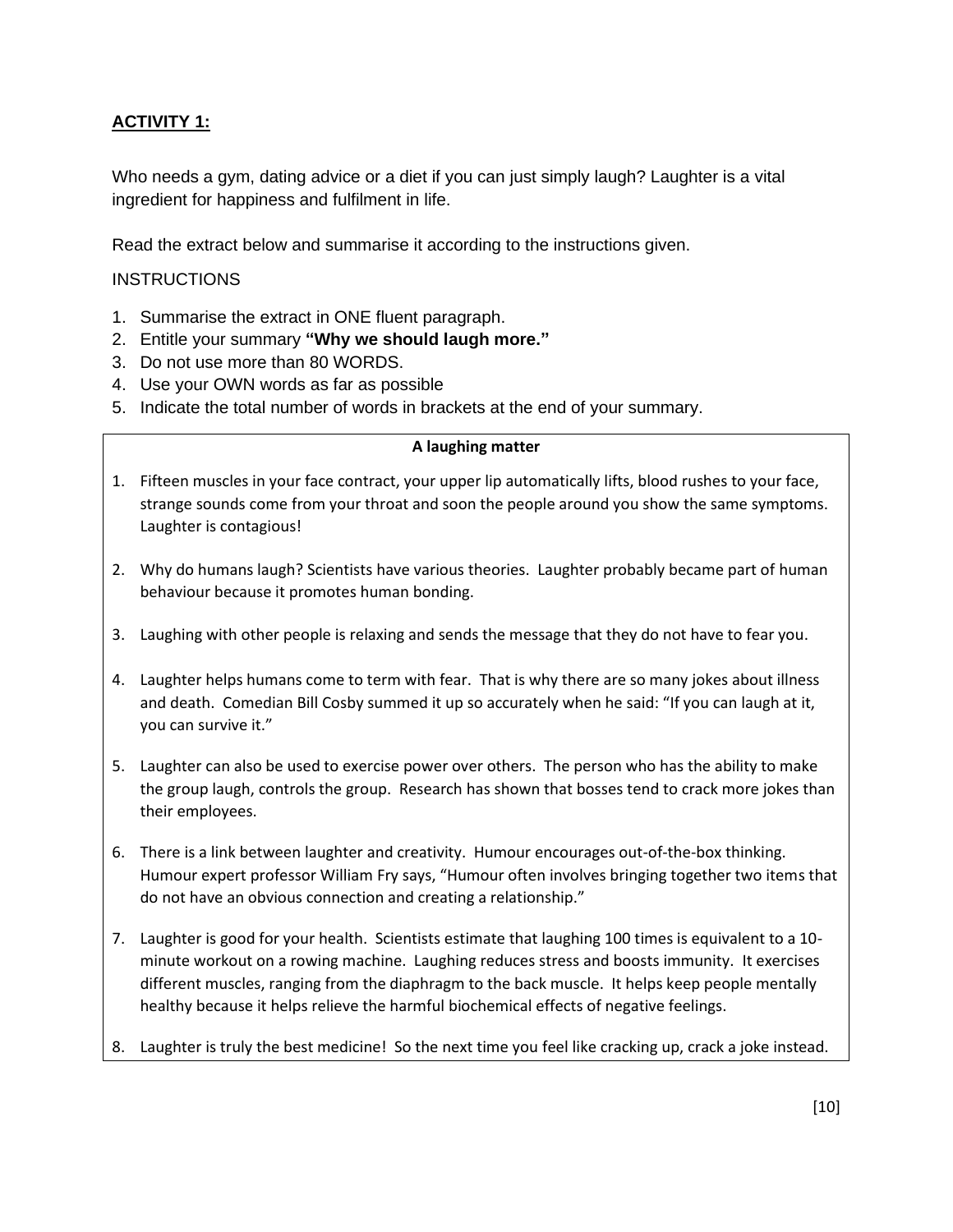## ACTIVITY 1:

Who needs a gym, dating advice or a diet if you can just simply laugh? Laughter is a vital ingredient for happiness and fulfilment in life.

Read the extract below and summarise it according to the instructions given.

INSTRUCTIONS

1. Summarise the extract in ONE fluent paragraph.
2. Entitle your summary **"Why we should laugh more."**
3. Do not use more than 80 WORDS.
4. Use your OWN words as far as possible
5. Indicate the total number of words in brackets at the end of your summary.

**A laughing matter**

1. Fifteen muscles in your face contract, your upper lip automatically lifts, blood rushes to your face, strange sounds come from your throat and soon the people around you show the same symptoms. Laughter is contagious!
2. Why do humans laugh? Scientists have various theories. Laughter probably became part of human behaviour because it promotes human bonding.
3. Laughing with other people is relaxing and sends the message that they do not have to fear you.
4. Laughter helps humans come to term with fear. That is why there are so many jokes about illness and death. Comedian Bill Cosby summed it up so accurately when he said: "If you can laugh at it, you can survive it."
5. Laughter can also be used to exercise power over others. The person who has the ability to make the group laugh, controls the group. Research has shown that bosses tend to crack more jokes than their employees.
6. There is a link between laughter and creativity. Humour encourages out-of-the-box thinking. Humour expert professor William Fry says, "Humour often involves bringing together two items that do not have an obvious connection and creating a relationship."
7. Laughter is good for your health. Scientists estimate that laughing 100 times is equivalent to a 10-minute workout on a rowing machine. Laughing reduces stress and boosts immunity. It exercises different muscles, ranging from the diaphragm to the back muscle. It helps keep people mentally healthy because it helps relieve the harmful biochemical effects of negative feelings.
8. Laughter is truly the best medicine! So the next time you feel like cracking up, crack a joke instead.

[10]